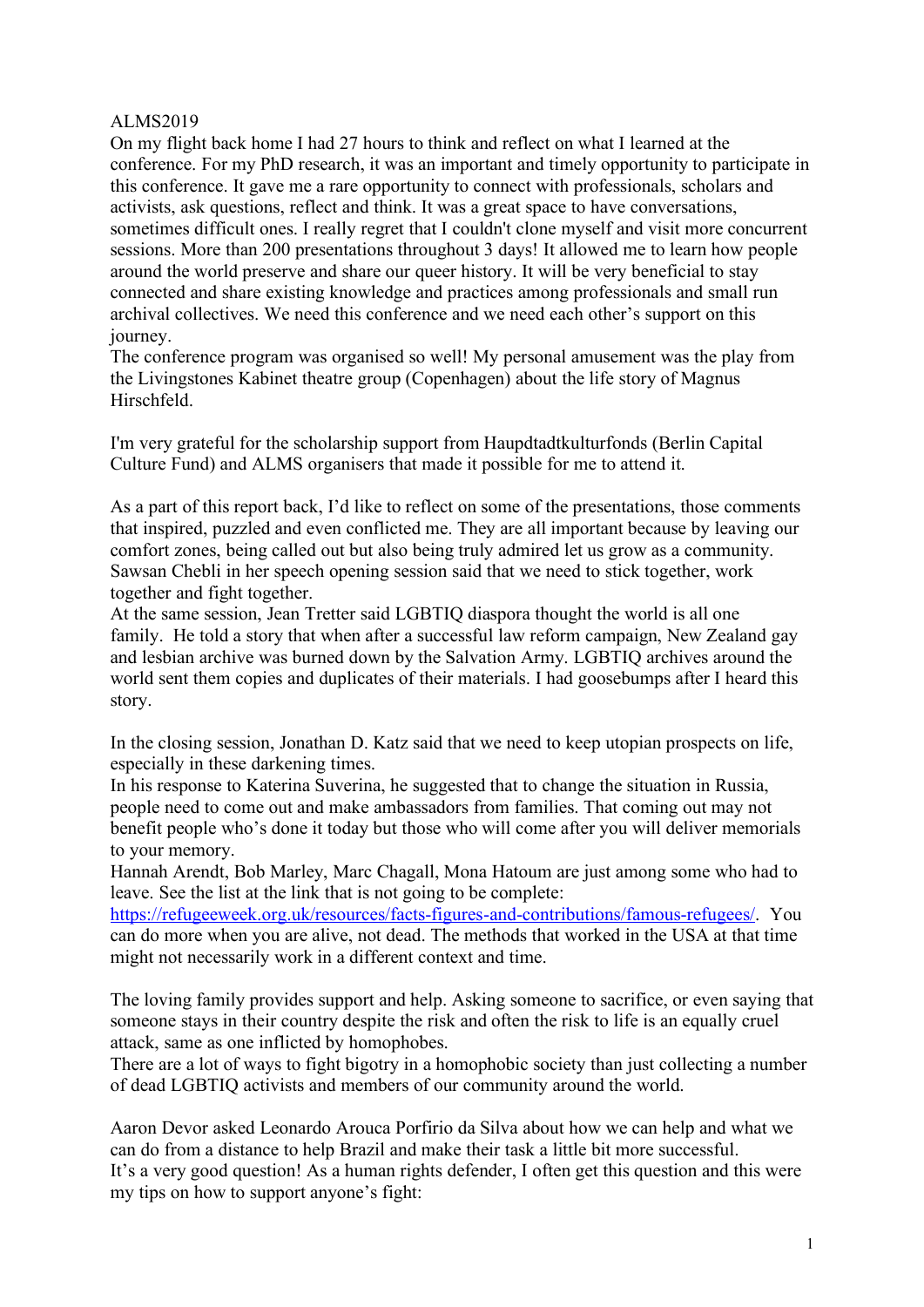ALMS2019

On my flight back home I had 27 hours to think and reflect on what I learned at the conference. For my PhD research, it was an important and timely opportunity to participate in this conference. It gave me a rare opportunity to connect with professionals, scholars and activists, ask questions, reflect and think. It was a great space to have conversations, sometimes difficult ones. I really regret that I couldn't clone myself and visit more concurrent sessions. More than 200 presentations throughout 3 days! It allowed me to learn how people around the world preserve and share our queer history. It will be very beneficial to stay connected and share existing knowledge and practices among professionals and small run archival collectives. We need this conference and we need each other's support on this journey.

The conference program was organised so well! My personal amusement was the play from the Livingstones Kabinet theatre group (Copenhagen) about the life story of Magnus Hirschfeld.

I'm very grateful for the scholarship support from Haupdtadtkulturfonds (Berlin Capital Culture Fund) and ALMS organisers that made it possible for me to attend it.

As a part of this report back, I'd like to reflect on some of the presentations, those comments that inspired, puzzled and even conflicted me. They are all important because by leaving our comfort zones, being called out but also being truly admired let us grow as a community.

Sawsan Chebli in her speech opening session said that we need to stick together, work together and fight together.

At the same session, Jean Tretter said LGBTIQ diaspora thought the world is all one family. He told a story that when after a successful law reform campaign, New Zealand gay and lesbian archive was burned down by the Salvation Army. LGBTIQ archives around the world sent them copies and duplicates of their materials. I had goosebumps after I heard this story.

In the closing session, Jonathan D. Katz said that we need to keep utopian prospects on life, especially in these darkening times.

In his response to Katerina Suverina, he suggested that to change the situation in Russia, people need to come out and make ambassadors from families. That coming out may not benefit people who's done it today but those who will come after you will deliver memorials to your memory.

Hannah Arendt, Bob Marley, Marc Chagall, Mona Hatoum are just among some who had to leave. See the list at the link that is not going to be complete: https://refugeeweek.org.uk/resources/facts-figures-and-contributions/famous-refugees/. You can do more when you are alive, not dead. The methods that worked in the USA at that time might not necessarily work in a different context and time.

The loving family provides support and help. Asking someone to sacrifice, or even saying that someone stays in their country despite the risk and often the risk to life is an equally cruel attack, same as one inflicted by homophobes.

There are a lot of ways to fight bigotry in a homophobic society than just collecting a number of dead LGBTIQ activists and members of our community around the world.

Aaron Devor asked Leonardo Arouca Porfirio da Silva about how we can help and what we can do from a distance to help Brazil and make their task a little bit more successful.

It's a very good question! As a human rights defender, I often get this question and this were my tips on how to support anyone's fight: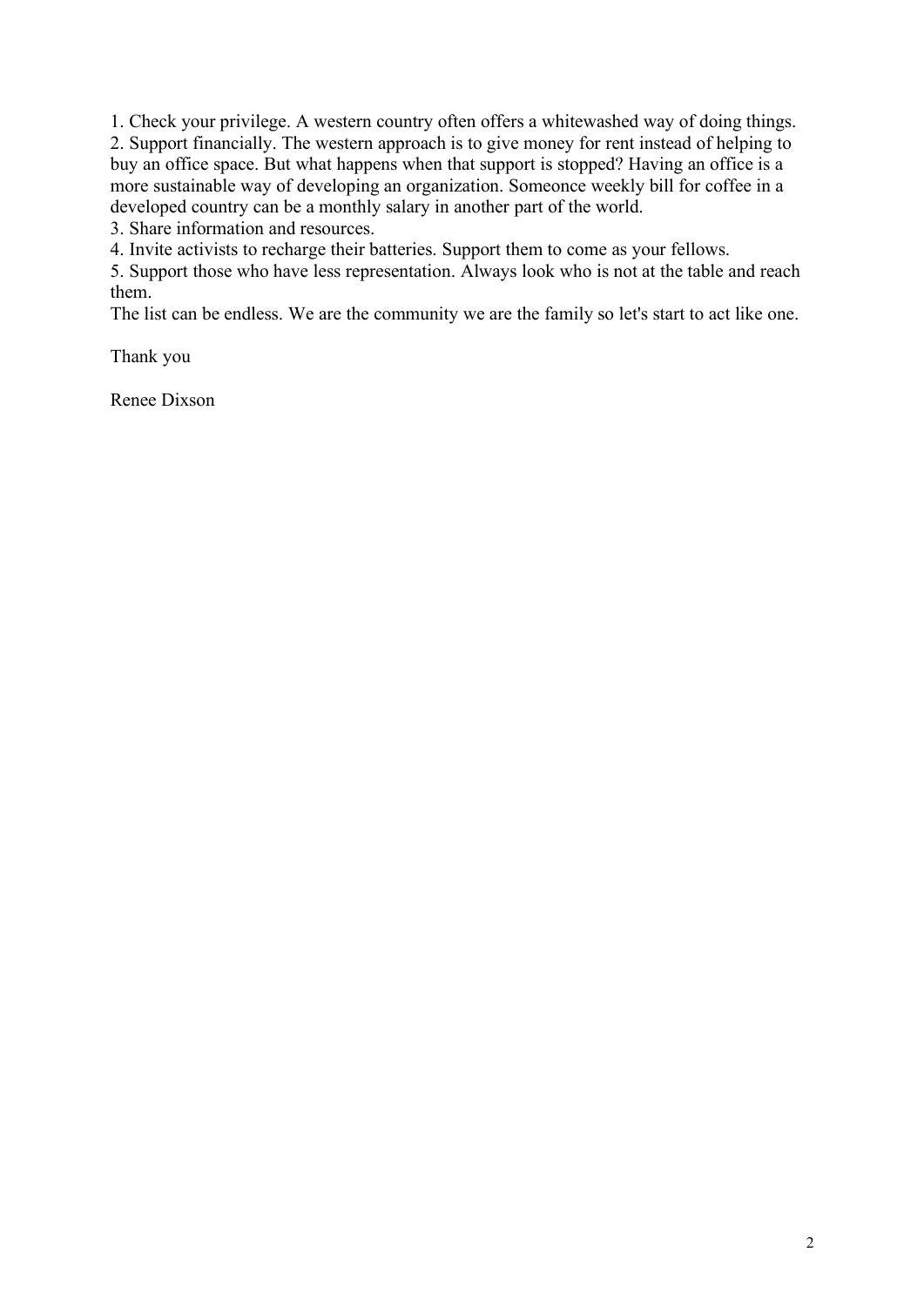1. Check your privilege. A western country often offers a whitewashed way of doing things.
2. Support financially. The western approach is to give money for rent instead of helping to buy an office space. But what happens when that support is stopped? Having an office is a more sustainable way of developing an organization. Someonce weekly bill for coffee in a developed country can be a monthly salary in another part of the world.
3. Share information and resources.
4. Invite activists to recharge their batteries. Support them to come as your fellows.
5. Support those who have less representation. Always look who is not at the table and reach them.

The list can be endless. We are the community we are the family so let's start to act like one.

Thank you

Renee Dixson